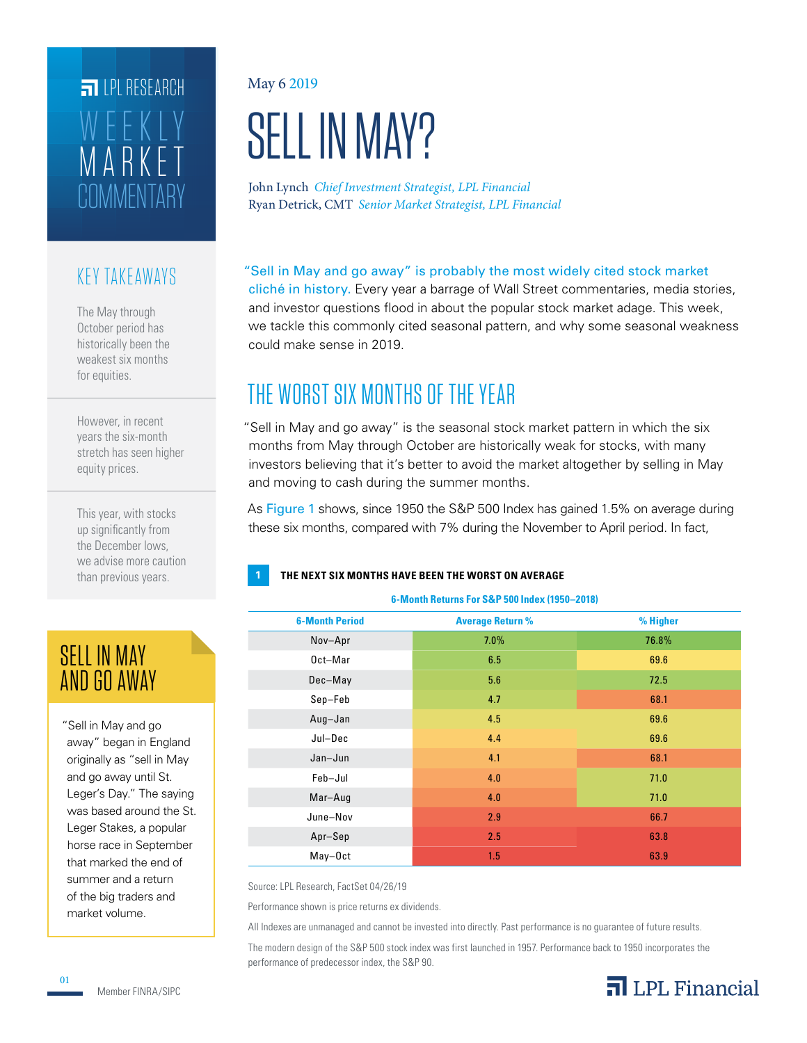LPL RESEARCH

WEEKLY MARKET COMMENTARY

May 6 2019

# SELL IN MAY?

John Lynch *Chief Investment Strategist, LPL Financial*
Ryan Detrick, CMT *Senior Market Strategist, LPL Financial*

## KEY TAKEAWAYS

The May through October period has historically been the weakest six months for equities.

However, in recent years the six-month stretch has seen higher equity prices.

This year, with stocks up significantly from the December lows, we advise more caution than previous years.

"Sell in May and go away" is probably the most widely cited stock market cliché in history. Every year a barrage of Wall Street commentaries, media stories, and investor questions flood in about the popular stock market adage. This week, we tackle this commonly cited seasonal pattern, and why some seasonal weakness could make sense in 2019.

## THE WORST SIX MONTHS OF THE YEAR

"Sell in May and go away" is the seasonal stock market pattern in which the six months from May through October are historically weak for stocks, with many investors believing that it's better to avoid the market altogether by selling in May and moving to cash during the summer months.

As Figure 1 shows, since 1950 the S&P 500 Index has gained 1.5% on average during these six months, compared with 7% during the November to April period. In fact,

**1 THE NEXT SIX MONTHS HAVE BEEN THE WORST ON AVERAGE**

6-Month Returns For S&P 500 Index (1950–2018)

| 6-Month Period | Average Return % | % Higher |
|---|---|---|
| Nov–Apr | 7.0% | 76.8% |
| Oct–Mar | 6.5 | 69.6 |
| Dec–May | 5.6 | 72.5 |
| Sep–Feb | 4.7 | 68.1 |
| Aug–Jan | 4.5 | 69.6 |
| Jul–Dec | 4.4 | 69.6 |
| Jan–Jun | 4.1 | 68.1 |
| Feb–Jul | 4.0 | 71.0 |
| Mar–Aug | 4.0 | 71.0 |
| June–Nov | 2.9 | 66.7 |
| Apr–Sep | 2.5 | 63.8 |
| May–Oct | 1.5 | 63.9 |

Source: LPL Research, FactSet 04/26/19

Performance shown is price returns ex dividends.

All Indexes are unmanaged and cannot be invested into directly. Past performance is no guarantee of future results.

The modern design of the S&P 500 stock index was first launched in 1957. Performance back to 1950 incorporates the performance of predecessor index, the S&P 90.

## SELL IN MAY AND GO AWAY

"Sell in May and go away" began in England originally as "sell in May and go away until St. Leger's Day." The saying was based around the St. Leger Stakes, a popular horse race in September that marked the end of summer and a return of the big traders and market volume.

Member FINRA/SIPC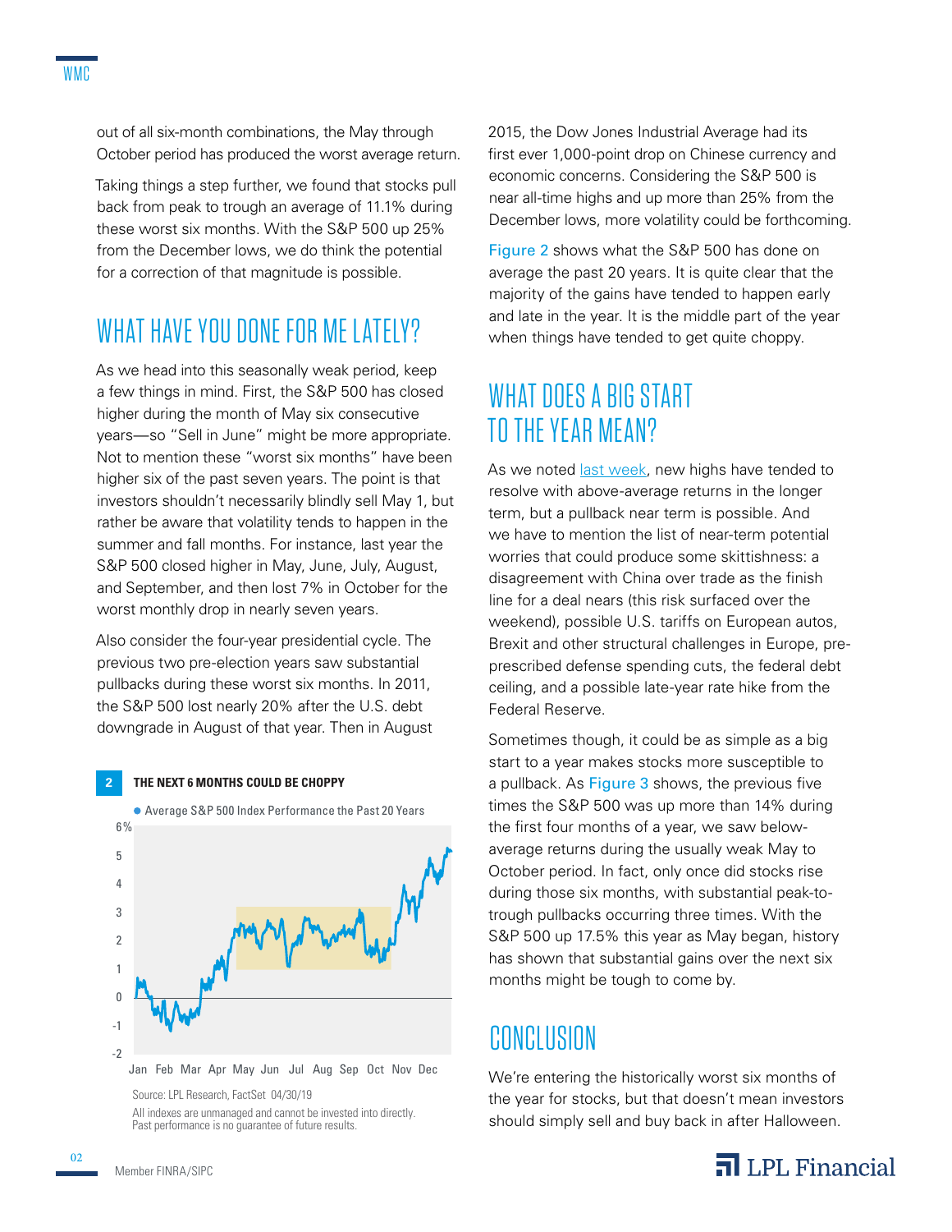out of all six-month combinations, the May through October period has produced the worst average return.

Taking things a step further, we found that stocks pull back from peak to trough an average of 11.1% during these worst six months. With the S&P 500 up 25% from the December lows, we do think the potential for a correction of that magnitude is possible.

## WHAT HAVE YOU DONE FOR ME LATELY?

As we head into this seasonally weak period, keep a few things in mind. First, the S&P 500 has closed higher during the month of May six consecutive years—so "Sell in June" might be more appropriate. Not to mention these "worst six months" have been higher six of the past seven years. The point is that investors shouldn't necessarily blindly sell May 1, but rather be aware that volatility tends to happen in the summer and fall months. For instance, last year the S&P 500 closed higher in May, June, July, August, and September, and then lost 7% in October for the worst monthly drop in nearly seven years.

Also consider the four-year presidential cycle. The previous two pre-election years saw substantial pullbacks during these worst six months. In 2011, the S&P 500 lost nearly 20% after the U.S. debt downgrade in August of that year. Then in August 2015, the Dow Jones Industrial Average had its first ever 1,000-point drop on Chinese currency and economic concerns. Considering the S&P 500 is near all-time highs and up more than 25% from the December lows, more volatility could be forthcoming.

**2 THE NEXT 6 MONTHS COULD BE CHOPPY**

● Average S&P 500 Index Performance the Past 20 Years

Source: LPL Research, FactSet 04/30/19

All indexes are unmanaged and cannot be invested into directly. Past performance is no guarantee of future results.

Figure 2 shows what the S&P 500 has done on average the past 20 years. It is quite clear that the majority of the gains have tended to happen early and late in the year. It is the middle part of the year when things have tended to get quite choppy.

## WHAT DOES A BIG START TO THE YEAR MEAN?

As we noted last week, new highs have tended to resolve with above-average returns in the longer term, but a pullback near term is possible. And we have to mention the list of near-term potential worries that could produce some skittishness: a disagreement with China over trade as the finish line for a deal nears (this risk surfaced over the weekend), possible U.S. tariffs on European autos, Brexit and other structural challenges in Europe, pre-prescribed defense spending cuts, the federal debt ceiling, and a possible late-year rate hike from the Federal Reserve.

Sometimes though, it could be as simple as a big start to a year makes stocks more susceptible to a pullback. As Figure 3 shows, the previous five times the S&P 500 was up more than 14% during the first four months of a year, we saw below-average returns during the usually weak May to October period. In fact, only once did stocks rise during those six months, with substantial peak-to-trough pullbacks occurring three times. With the S&P 500 up 17.5% this year as May began, history has shown that substantial gains over the next six months might be tough to come by.

## CONCLUSION

We're entering the historically worst six months of the year for stocks, but that doesn't mean investors should simply sell and buy back in after Halloween.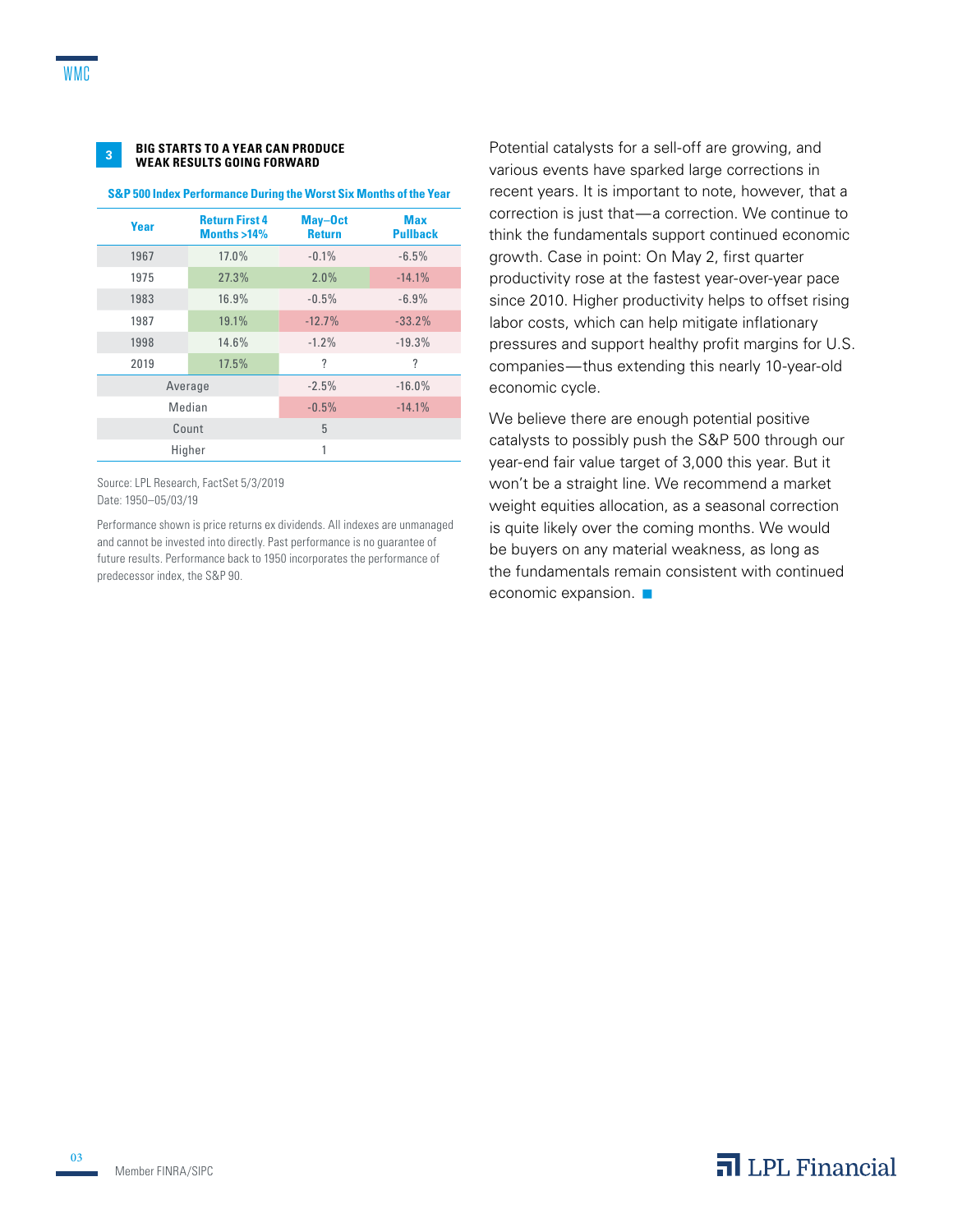**3** **BIG STARTS TO A YEAR CAN PRODUCE WEAK RESULTS GOING FORWARD**

**S&P 500 Index Performance During the Worst Six Months of the Year**

| Year | Return First 4 Months >14% | May–Oct Return | Max Pullback |
|---|---|---|---|
| 1967 | 17.0% | -0.1% | -6.5% |
| 1975 | 27.3% | 2.0% | -14.1% |
| 1983 | 16.9% | -0.5% | -6.9% |
| 1987 | 19.1% | -12.7% | -33.2% |
| 1998 | 14.6% | -1.2% | -19.3% |
| 2019 | 17.5% | ? | ? |
| Average | | -2.5% | -16.0% |
| Median | | -0.5% | -14.1% |
| Count | | 5 | |
| Higher | | 1 | |

Source: LPL Research, FactSet 5/3/2019
Date: 1950–05/03/19

Performance shown is price returns ex dividends. All indexes are unmanaged and cannot be invested into directly. Past performance is no guarantee of future results. Performance back to 1950 incorporates the performance of predecessor index, the S&P 90.

Potential catalysts for a sell-off are growing, and various events have sparked large corrections in recent years. It is important to note, however, that a correction is just that—a correction. We continue to think the fundamentals support continued economic growth. Case in point: On May 2, first quarter productivity rose at the fastest year-over-year pace since 2010. Higher productivity helps to offset rising labor costs, which can help mitigate inflationary pressures and support healthy profit margins for U.S. companies—thus extending this nearly 10-year-old economic cycle.

We believe there are enough potential positive catalysts to possibly push the S&P 500 through our year-end fair value target of 3,000 this year. But it won't be a straight line. We recommend a market weight equities allocation, as a seasonal correction is quite likely over the coming months. We would be buyers on any material weakness, as long as the fundamentals remain consistent with continued economic expansion. ■

Member FINRA/SIPC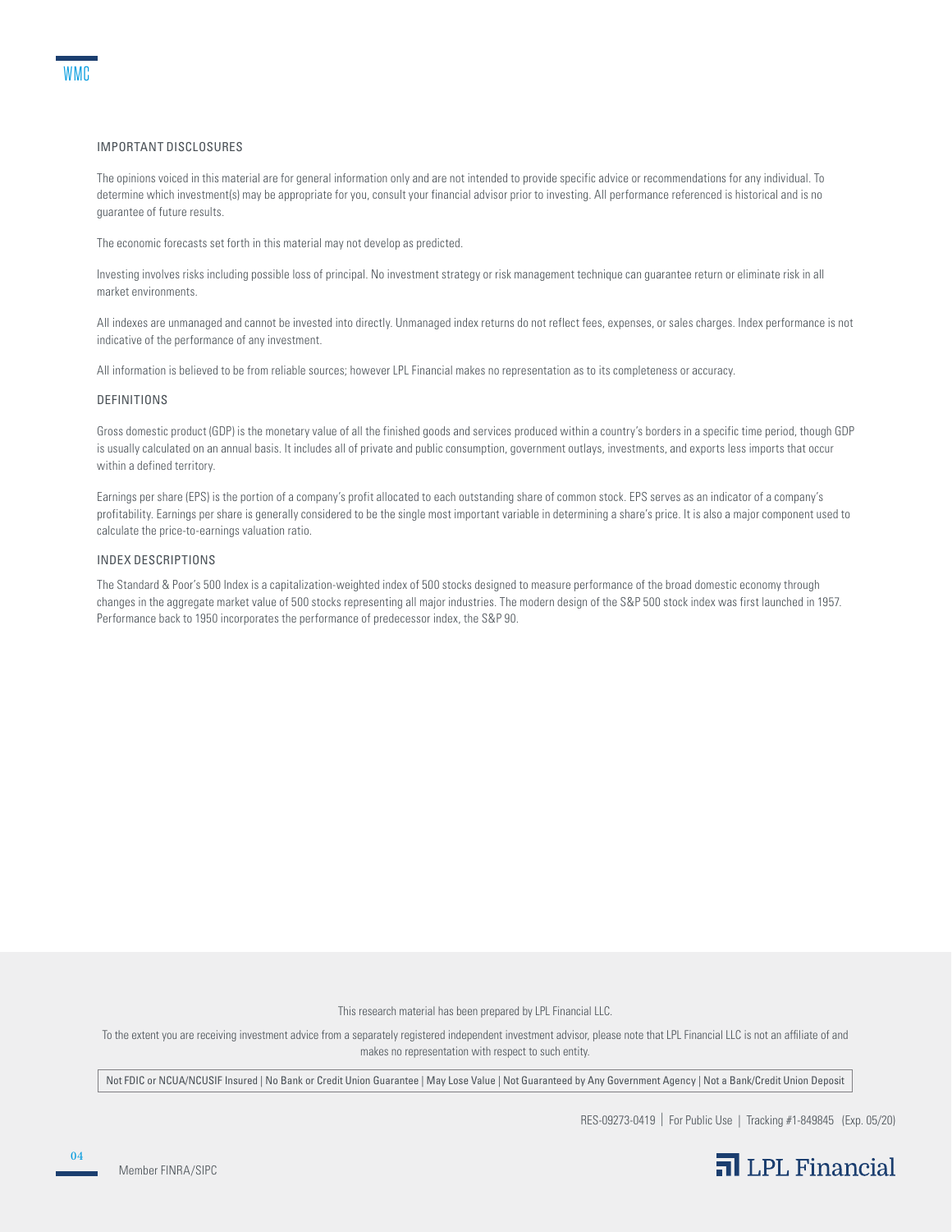## IMPORTANT DISCLOSURES

The opinions voiced in this material are for general information only and are not intended to provide specific advice or recommendations for any individual. To determine which investment(s) may be appropriate for you, consult your financial advisor prior to investing. All performance referenced is historical and is no guarantee of future results.

The economic forecasts set forth in this material may not develop as predicted.

Investing involves risks including possible loss of principal. No investment strategy or risk management technique can guarantee return or eliminate risk in all market environments.

All indexes are unmanaged and cannot be invested into directly. Unmanaged index returns do not reflect fees, expenses, or sales charges. Index performance is not indicative of the performance of any investment.

All information is believed to be from reliable sources; however LPL Financial makes no representation as to its completeness or accuracy.

## DEFINITIONS

Gross domestic product (GDP) is the monetary value of all the finished goods and services produced within a country's borders in a specific time period, though GDP is usually calculated on an annual basis. It includes all of private and public consumption, government outlays, investments, and exports less imports that occur within a defined territory.

Earnings per share (EPS) is the portion of a company's profit allocated to each outstanding share of common stock. EPS serves as an indicator of a company's profitability. Earnings per share is generally considered to be the single most important variable in determining a share's price. It is also a major component used to calculate the price-to-earnings valuation ratio.

## INDEX DESCRIPTIONS

The Standard & Poor's 500 Index is a capitalization-weighted index of 500 stocks designed to measure performance of the broad domestic economy through changes in the aggregate market value of 500 stocks representing all major industries. The modern design of the S&P 500 stock index was first launched in 1957. Performance back to 1950 incorporates the performance of predecessor index, the S&P 90.

This research material has been prepared by LPL Financial LLC.

To the extent you are receiving investment advice from a separately registered independent investment advisor, please note that LPL Financial LLC is not an affiliate of and makes no representation with respect to such entity.

Not FDIC or NCUA/NCUSIF Insured | No Bank or Credit Union Guarantee | May Lose Value | Not Guaranteed by Any Government Agency | Not a Bank/Credit Union Deposit

RES-09273-0419 | For Public Use | Tracking #1-849845 (Exp. 05/20)

Member FINRA/SIPC

LPL Financial